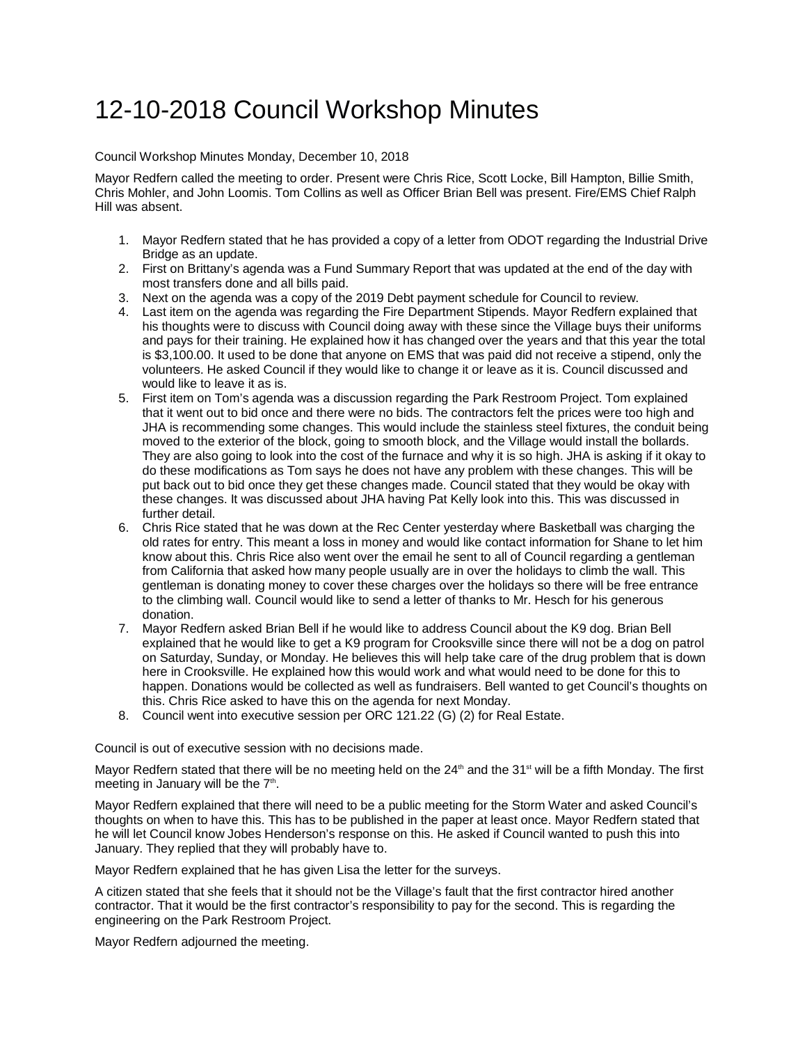# 12-10-2018 Council Workshop Minutes

Council Workshop Minutes Monday, December 10, 2018

Mayor Redfern called the meeting to order. Present were Chris Rice, Scott Locke, Bill Hampton, Billie Smith, Chris Mohler, and John Loomis. Tom Collins as well as Officer Brian Bell was present. Fire/EMS Chief Ralph Hill was absent.

1. Mayor Redfern stated that he has provided a copy of a letter from ODOT regarding the Industrial Drive Bridge as an update.
2. First on Brittany's agenda was a Fund Summary Report that was updated at the end of the day with most transfers done and all bills paid.
3. Next on the agenda was a copy of the 2019 Debt payment schedule for Council to review.
4. Last item on the agenda was regarding the Fire Department Stipends. Mayor Redfern explained that his thoughts were to discuss with Council doing away with these since the Village buys their uniforms and pays for their training. He explained how it has changed over the years and that this year the total is $3,100.00. It used to be done that anyone on EMS that was paid did not receive a stipend, only the volunteers. He asked Council if they would like to change it or leave as it is. Council discussed and would like to leave it as is.
5. First item on Tom's agenda was a discussion regarding the Park Restroom Project. Tom explained that it went out to bid once and there were no bids. The contractors felt the prices were too high and JHA is recommending some changes. This would include the stainless steel fixtures, the conduit being moved to the exterior of the block, going to smooth block, and the Village would install the bollards. They are also going to look into the cost of the furnace and why it is so high. JHA is asking if it okay to do these modifications as Tom says he does not have any problem with these changes. This will be put back out to bid once they get these changes made. Council stated that they would be okay with these changes. It was discussed about JHA having Pat Kelly look into this. This was discussed in further detail.
6. Chris Rice stated that he was down at the Rec Center yesterday where Basketball was charging the old rates for entry. This meant a loss in money and would like contact information for Shane to let him know about this. Chris Rice also went over the email he sent to all of Council regarding a gentleman from California that asked how many people usually are in over the holidays to climb the wall. This gentleman is donating money to cover these charges over the holidays so there will be free entrance to the climbing wall. Council would like to send a letter of thanks to Mr. Hesch for his generous donation.
7. Mayor Redfern asked Brian Bell if he would like to address Council about the K9 dog. Brian Bell explained that he would like to get a K9 program for Crooksville since there will not be a dog on patrol on Saturday, Sunday, or Monday. He believes this will help take care of the drug problem that is down here in Crooksville. He explained how this would work and what would need to be done for this to happen. Donations would be collected as well as fundraisers. Bell wanted to get Council's thoughts on this. Chris Rice asked to have this on the agenda for next Monday.
8. Council went into executive session per ORC 121.22 (G) (2) for Real Estate.

Council is out of executive session with no decisions made.

Mayor Redfern stated that there will be no meeting held on the 24th and the 31st will be a fifth Monday. The first meeting in January will be the 7th.

Mayor Redfern explained that there will need to be a public meeting for the Storm Water and asked Council's thoughts on when to have this. This has to be published in the paper at least once. Mayor Redfern stated that he will let Council know Jobes Henderson's response on this. He asked if Council wanted to push this into January. They replied that they will probably have to.

Mayor Redfern explained that he has given Lisa the letter for the surveys.

A citizen stated that she feels that it should not be the Village's fault that the first contractor hired another contractor. That it would be the first contractor's responsibility to pay for the second. This is regarding the engineering on the Park Restroom Project.

Mayor Redfern adjourned the meeting.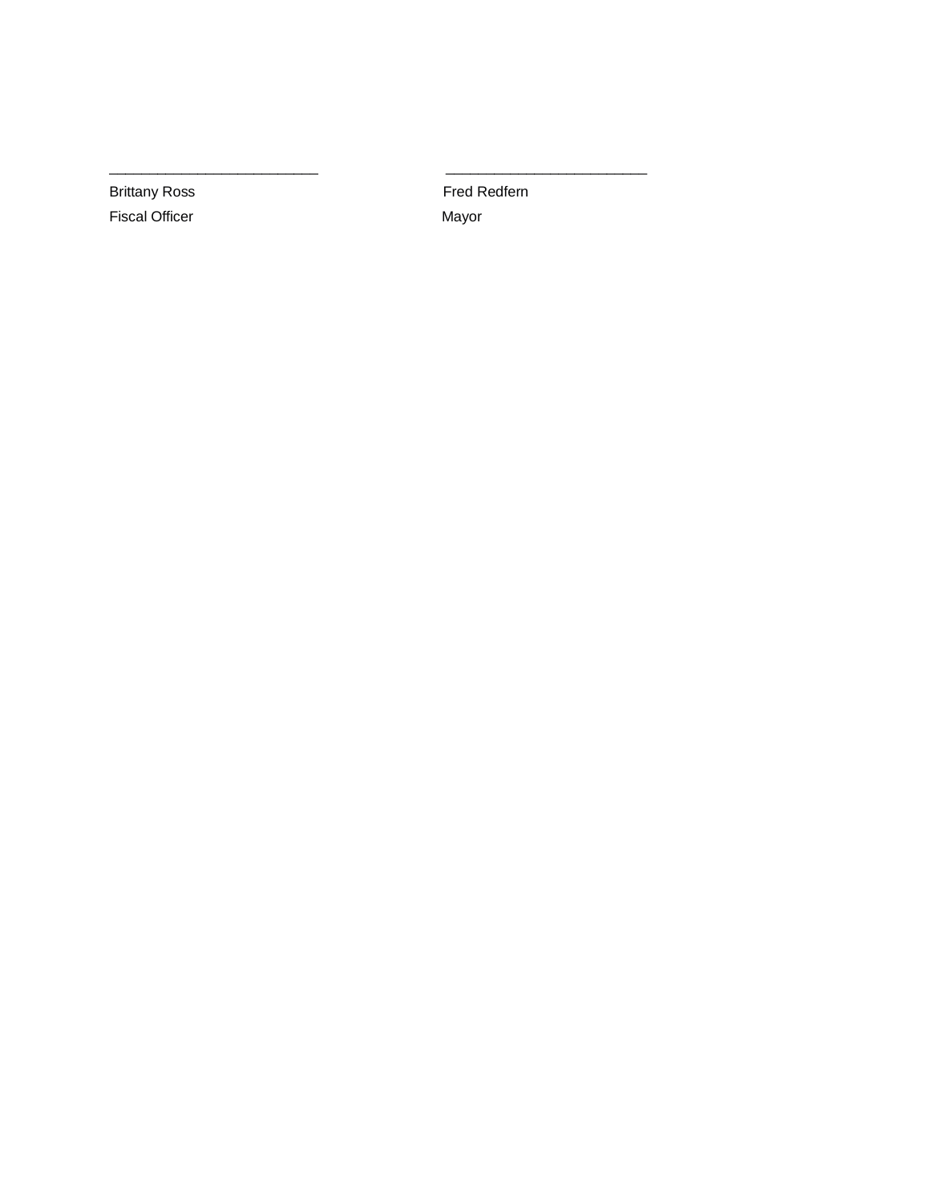_________________________ _________________________

Brittany Ross Fred Redfern

Fiscal Officer Mayor